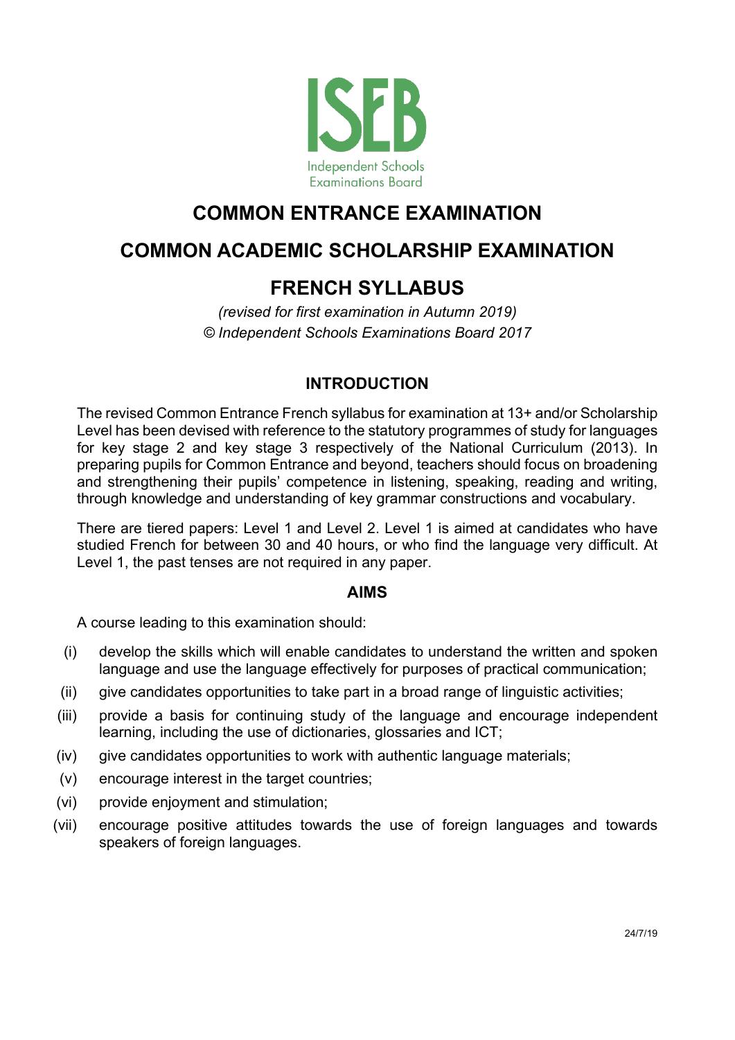ISEB

Independent Schools Examinations Board

# COMMON ENTRANCE EXAMINATION

# COMMON ACADEMIC SCHOLARSHIP EXAMINATION

# FRENCH SYLLABUS

*(revised for first examination in Autumn 2019)*
*© Independent Schools Examinations Board 2017*

## INTRODUCTION

The revised Common Entrance French syllabus for examination at 13+ and/or Scholarship Level has been devised with reference to the statutory programmes of study for languages for key stage 2 and key stage 3 respectively of the National Curriculum (2013). In preparing pupils for Common Entrance and beyond, teachers should focus on broadening and strengthening their pupils' competence in listening, speaking, reading and writing, through knowledge and understanding of key grammar constructions and vocabulary.

There are tiered papers: Level 1 and Level 2. Level 1 is aimed at candidates who have studied French for between 30 and 40 hours, or who find the language very difficult. At Level 1, the past tenses are not required in any paper.

## AIMS

A course leading to this examination should:

(i) develop the skills which will enable candidates to understand the written and spoken language and use the language effectively for purposes of practical communication;

(ii) give candidates opportunities to take part in a broad range of linguistic activities;

(iii) provide a basis for continuing study of the language and encourage independent learning, including the use of dictionaries, glossaries and ICT;

(iv) give candidates opportunities to work with authentic language materials;

(v) encourage interest in the target countries;

(vi) provide enjoyment and stimulation;

(vii) encourage positive attitudes towards the use of foreign languages and towards speakers of foreign languages.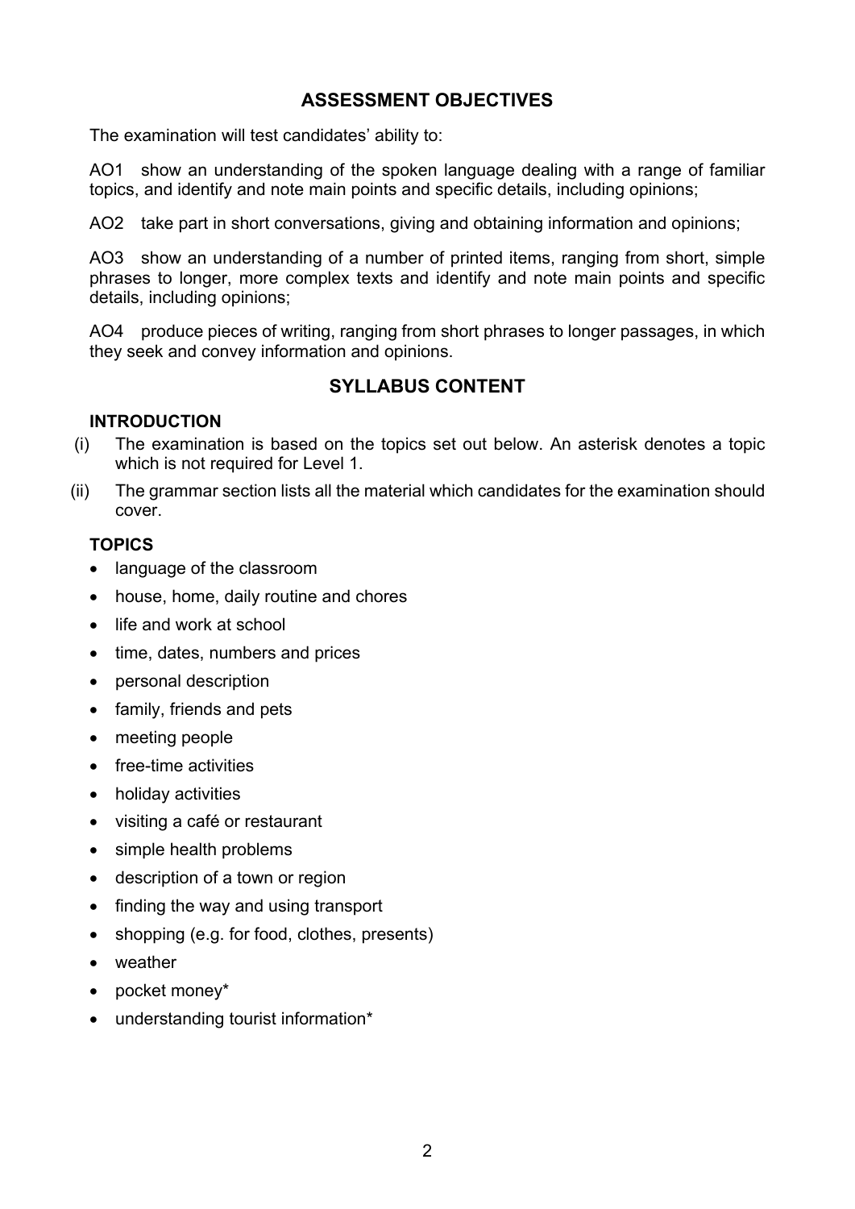## ASSESSMENT OBJECTIVES

The examination will test candidates' ability to:

AO1 show an understanding of the spoken language dealing with a range of familiar topics, and identify and note main points and specific details, including opinions;

AO2 take part in short conversations, giving and obtaining information and opinions;

AO3 show an understanding of a number of printed items, ranging from short, simple phrases to longer, more complex texts and identify and note main points and specific details, including opinions;

AO4 produce pieces of writing, ranging from short phrases to longer passages, in which they seek and convey information and opinions.

## SYLLABUS CONTENT

### INTRODUCTION

(i) The examination is based on the topics set out below. An asterisk denotes a topic which is not required for Level 1.

(ii) The grammar section lists all the material which candidates for the examination should cover.

### TOPICS

- language of the classroom
- house, home, daily routine and chores
- life and work at school
- time, dates, numbers and prices
- personal description
- family, friends and pets
- meeting people
- free-time activities
- holiday activities
- visiting a café or restaurant
- simple health problems
- description of a town or region
- finding the way and using transport
- shopping (e.g. for food, clothes, presents)
- weather
- pocket money*
- understanding tourist information*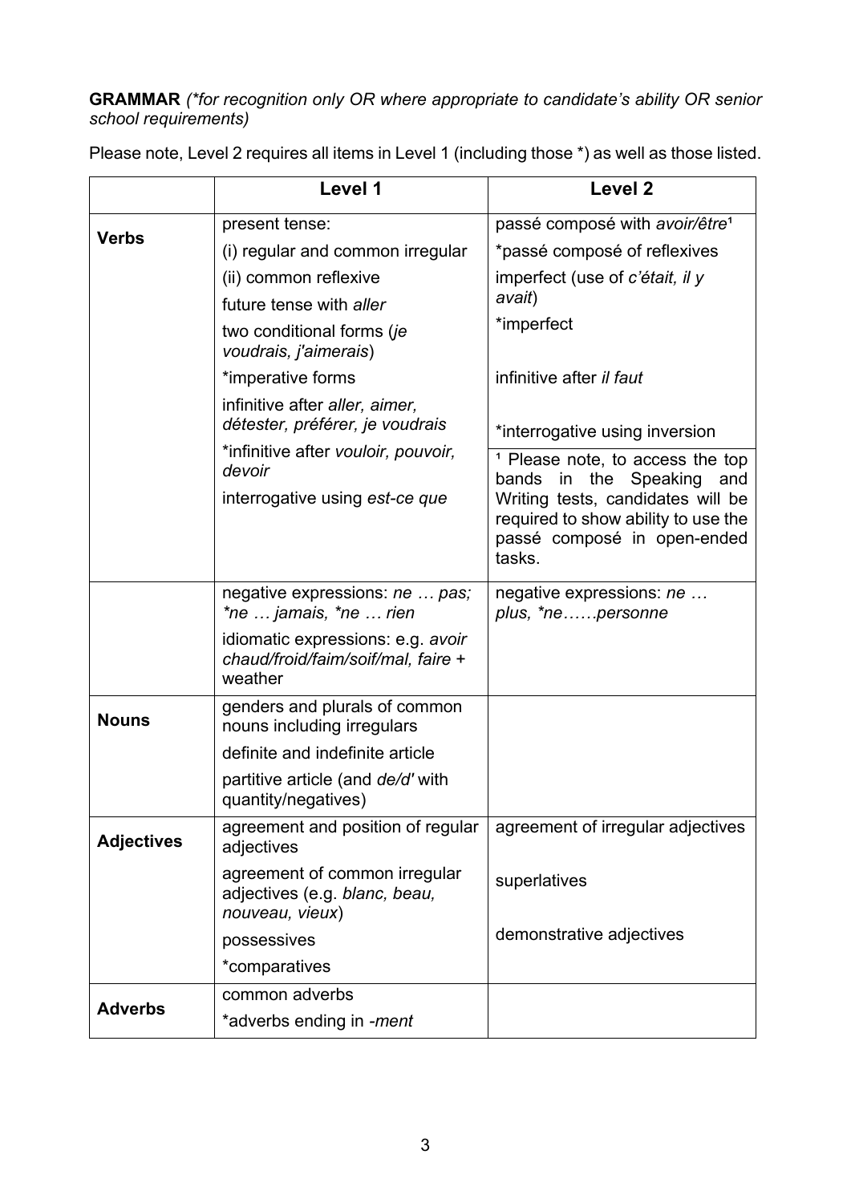**GRAMMAR** *(*for recognition only OR where appropriate to candidate's ability OR senior school requirements)*

Please note, Level 2 requires all items in Level 1 (including those *) as well as those listed.

| | Level 1 | Level 2 |
|---|---|---|
| **Verbs** | present tense:<br>(i) regular and common irregular<br>(ii) common reflexive<br>future tense with *aller*<br>two conditional forms (*je voudrais, j'aimerais*)<br>*imperative forms<br>infinitive after *aller, aimer, détester, préférer, je voudrais*<br>*infinitive after *vouloir, pouvoir, devoir*<br>interrogative using *est-ce que* | passé composé with *avoir/être*[1]<br>*passé composé of reflexives<br>imperfect (use of *c'était, il y avait*)<br>*imperfect<br>infinitive after *il faut*<br>*interrogative using inversion<br><br>[1] Please note, to access the top bands in the Speaking and Writing tests, candidates will be required to show ability to use the passé composé in open-ended tasks. |
| | negative expressions: *ne … pas; *ne … jamais, *ne … rien*<br>idiomatic expressions: e.g. *avoir chaud/froid/faim/soif/mal, faire* + weather | negative expressions: *ne … plus, *ne……personne* |
| **Nouns** | genders and plurals of common nouns including irregulars<br>definite and indefinite article<br>partitive article (and *de/d'* with quantity/negatives) | |
| **Adjectives** | agreement and position of regular adjectives<br>agreement of common irregular adjectives (e.g. *blanc, beau, nouveau, vieux*)<br>possessives<br>*comparatives | agreement of irregular adjectives<br>superlatives<br>demonstrative adjectives |
| **Adverbs** | common adverbs<br>*adverbs ending in *-ment* | |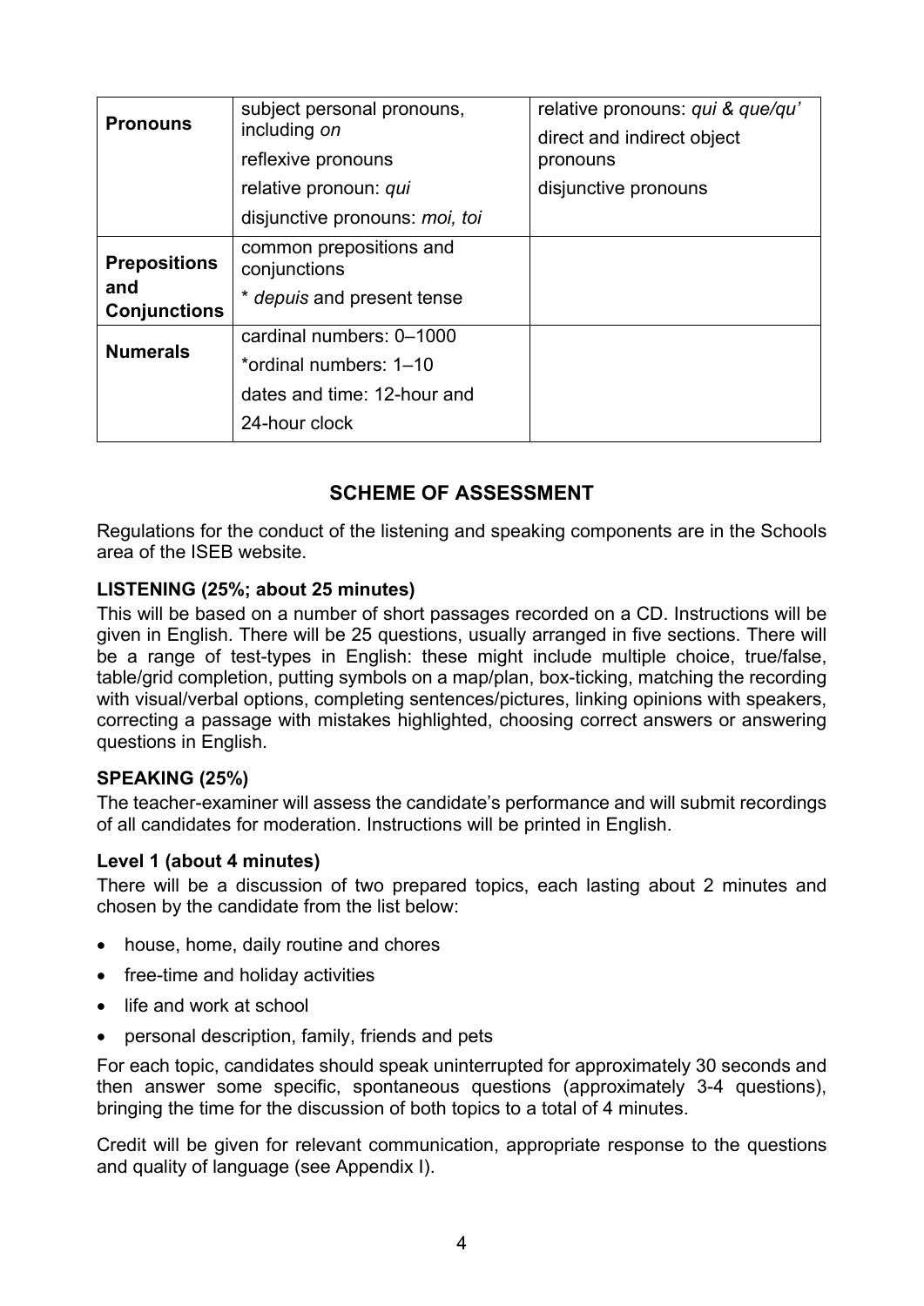| | | |
|---|---|---|
| **Pronouns** | subject personal pronouns, including *on*<br>reflexive pronouns<br>relative pronoun: *qui*<br>disjunctive pronouns: *moi, toi* | relative pronouns: *qui & que/qu'*<br>direct and indirect object pronouns<br>disjunctive pronouns |
| **Prepositions and Conjunctions** | common prepositions and conjunctions<br>* *depuis* and present tense | |
| **Numerals** | cardinal numbers: 0–1000<br>*ordinal numbers: 1–10<br>dates and time: 12-hour and 24-hour clock | |

## SCHEME OF ASSESSMENT

Regulations for the conduct of the listening and speaking components are in the Schools area of the ISEB website.

### LISTENING (25%; about 25 minutes)

This will be based on a number of short passages recorded on a CD. Instructions will be given in English. There will be 25 questions, usually arranged in five sections. There will be a range of test-types in English: these might include multiple choice, true/false, table/grid completion, putting symbols on a map/plan, box-ticking, matching the recording with visual/verbal options, completing sentences/pictures, linking opinions with speakers, correcting a passage with mistakes highlighted, choosing correct answers or answering questions in English.

### SPEAKING (25%)

The teacher-examiner will assess the candidate's performance and will submit recordings of all candidates for moderation. Instructions will be printed in English.

### Level 1 (about 4 minutes)

There will be a discussion of two prepared topics, each lasting about 2 minutes and chosen by the candidate from the list below:

- house, home, daily routine and chores
- free-time and holiday activities
- life and work at school
- personal description, family, friends and pets

For each topic, candidates should speak uninterrupted for approximately 30 seconds and then answer some specific, spontaneous questions (approximately 3-4 questions), bringing the time for the discussion of both topics to a total of 4 minutes.

Credit will be given for relevant communication, appropriate response to the questions and quality of language (see Appendix I).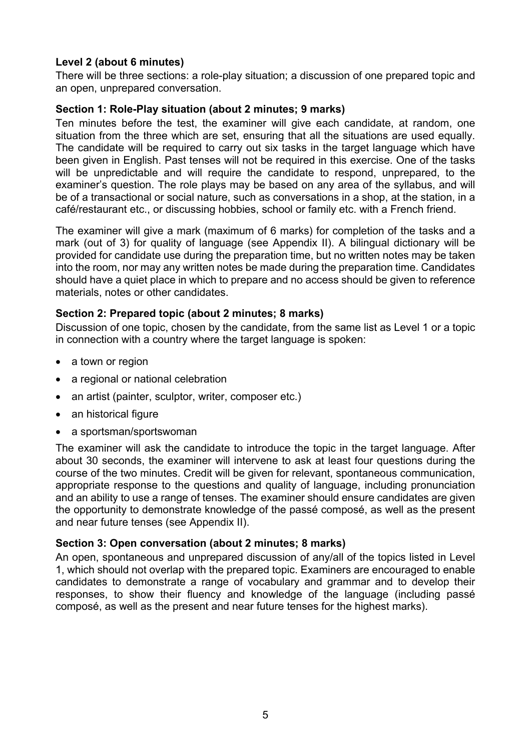### Level 2 (about 6 minutes)

There will be three sections: a role-play situation; a discussion of one prepared topic and an open, unprepared conversation.

#### Section 1: Role-Play situation (about 2 minutes; 9 marks)

Ten minutes before the test, the examiner will give each candidate, at random, one situation from the three which are set, ensuring that all the situations are used equally. The candidate will be required to carry out six tasks in the target language which have been given in English. Past tenses will not be required in this exercise. One of the tasks will be unpredictable and will require the candidate to respond, unprepared, to the examiner's question. The role plays may be based on any area of the syllabus, and will be of a transactional or social nature, such as conversations in a shop, at the station, in a café/restaurant etc., or discussing hobbies, school or family etc. with a French friend.

The examiner will give a mark (maximum of 6 marks) for completion of the tasks and a mark (out of 3) for quality of language (see Appendix II). A bilingual dictionary will be provided for candidate use during the preparation time, but no written notes may be taken into the room, nor may any written notes be made during the preparation time. Candidates should have a quiet place in which to prepare and no access should be given to reference materials, notes or other candidates.

#### Section 2: Prepared topic (about 2 minutes; 8 marks)

Discussion of one topic, chosen by the candidate, from the same list as Level 1 or a topic in connection with a country where the target language is spoken:

- a town or region
- a regional or national celebration
- an artist (painter, sculptor, writer, composer etc.)
- an historical figure
- a sportsman/sportswoman

The examiner will ask the candidate to introduce the topic in the target language. After about 30 seconds, the examiner will intervene to ask at least four questions during the course of the two minutes. Credit will be given for relevant, spontaneous communication, appropriate response to the questions and quality of language, including pronunciation and an ability to use a range of tenses. The examiner should ensure candidates are given the opportunity to demonstrate knowledge of the passé composé, as well as the present and near future tenses (see Appendix II).

#### Section 3: Open conversation (about 2 minutes; 8 marks)

An open, spontaneous and unprepared discussion of any/all of the topics listed in Level 1, which should not overlap with the prepared topic. Examiners are encouraged to enable candidates to demonstrate a range of vocabulary and grammar and to develop their responses, to show their fluency and knowledge of the language (including passé composé, as well as the present and near future tenses for the highest marks).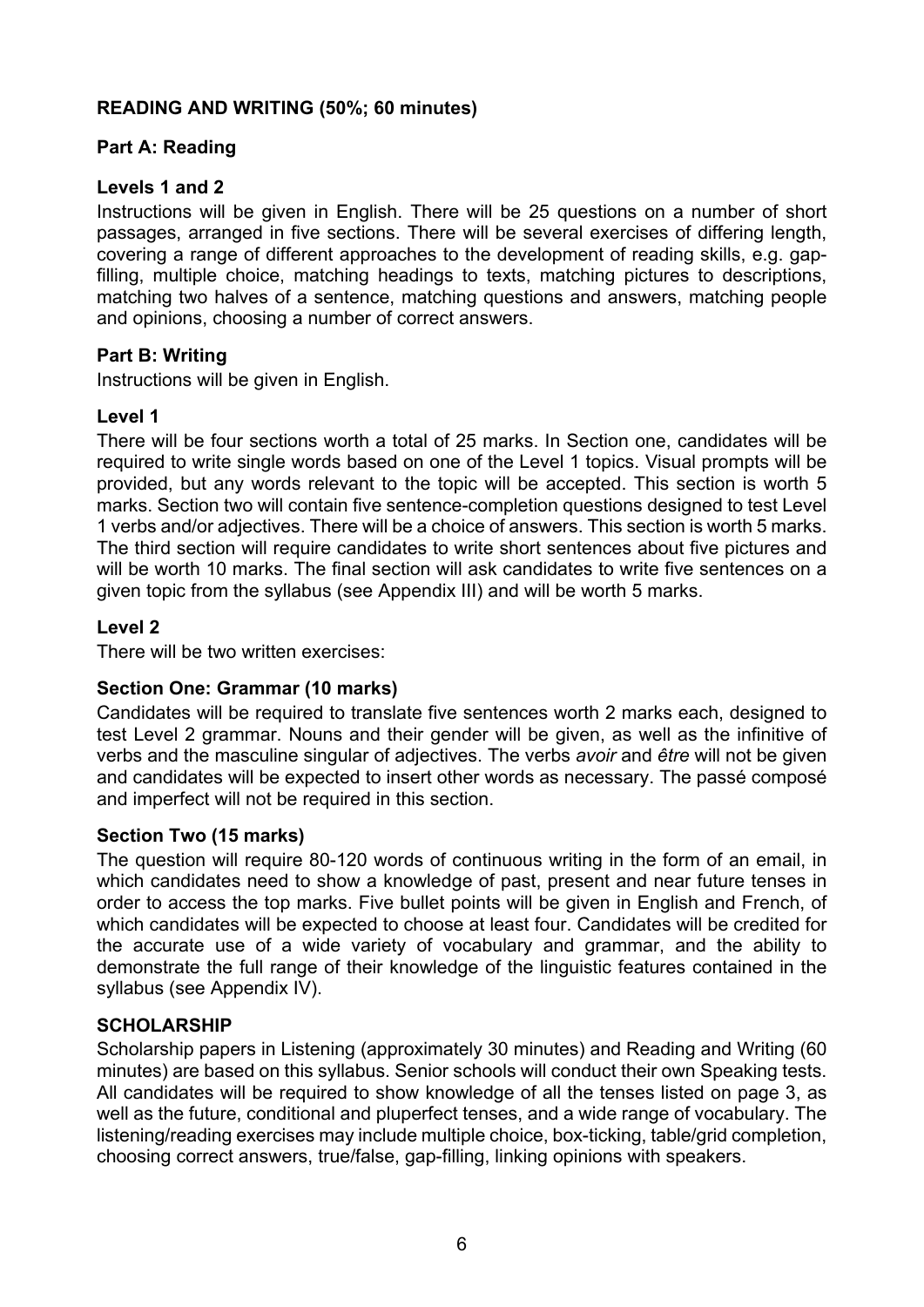## READING AND WRITING (50%; 60 minutes)

### Part A: Reading

#### Levels 1 and 2

Instructions will be given in English. There will be 25 questions on a number of short passages, arranged in five sections. There will be several exercises of differing length, covering a range of different approaches to the development of reading skills, e.g. gap-filling, multiple choice, matching headings to texts, matching pictures to descriptions, matching two halves of a sentence, matching questions and answers, matching people and opinions, choosing a number of correct answers.

### Part B: Writing

Instructions will be given in English.

#### Level 1

There will be four sections worth a total of 25 marks. In Section one, candidates will be required to write single words based on one of the Level 1 topics. Visual prompts will be provided, but any words relevant to the topic will be accepted. This section is worth 5 marks. Section two will contain five sentence-completion questions designed to test Level 1 verbs and/or adjectives. There will be a choice of answers. This section is worth 5 marks. The third section will require candidates to write short sentences about five pictures and will be worth 10 marks. The final section will ask candidates to write five sentences on a given topic from the syllabus (see Appendix III) and will be worth 5 marks.

#### Level 2

There will be two written exercises:

#### Section One: Grammar (10 marks)

Candidates will be required to translate five sentences worth 2 marks each, designed to test Level 2 grammar. Nouns and their gender will be given, as well as the infinitive of verbs and the masculine singular of adjectives. The verbs *avoir* and *être* will not be given and candidates will be expected to insert other words as necessary. The passé composé and imperfect will not be required in this section.

#### Section Two (15 marks)

The question will require 80-120 words of continuous writing in the form of an email, in which candidates need to show a knowledge of past, present and near future tenses in order to access the top marks. Five bullet points will be given in English and French, of which candidates will be expected to choose at least four. Candidates will be credited for the accurate use of a wide variety of vocabulary and grammar, and the ability to demonstrate the full range of their knowledge of the linguistic features contained in the syllabus (see Appendix IV).

## SCHOLARSHIP

Scholarship papers in Listening (approximately 30 minutes) and Reading and Writing (60 minutes) are based on this syllabus. Senior schools will conduct their own Speaking tests. All candidates will be required to show knowledge of all the tenses listed on page 3, as well as the future, conditional and pluperfect tenses, and a wide range of vocabulary. The listening/reading exercises may include multiple choice, box-ticking, table/grid completion, choosing correct answers, true/false, gap-filling, linking opinions with speakers.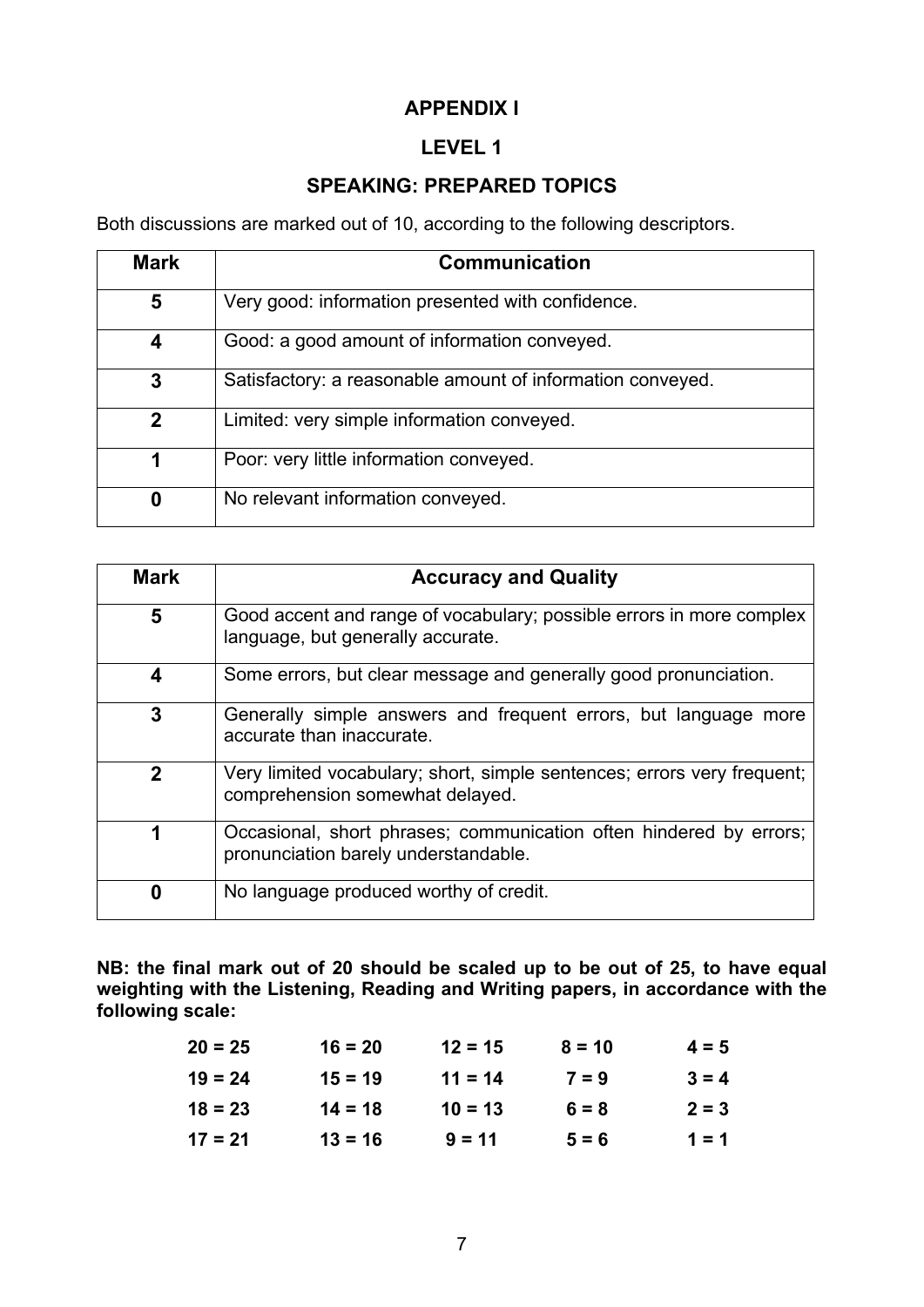# APPENDIX I

## LEVEL 1

## SPEAKING: PREPARED TOPICS

Both discussions are marked out of 10, according to the following descriptors.

| Mark | Communication |
|---|---|
| 5 | Very good: information presented with confidence. |
| 4 | Good: a good amount of information conveyed. |
| 3 | Satisfactory: a reasonable amount of information conveyed. |
| 2 | Limited: very simple information conveyed. |
| 1 | Poor: very little information conveyed. |
| 0 | No relevant information conveyed. |

| Mark | Accuracy and Quality |
|---|---|
| 5 | Good accent and range of vocabulary; possible errors in more complex language, but generally accurate. |
| 4 | Some errors, but clear message and generally good pronunciation. |
| 3 | Generally simple answers and frequent errors, but language more accurate than inaccurate. |
| 2 | Very limited vocabulary; short, simple sentences; errors very frequent; comprehension somewhat delayed. |
| 1 | Occasional, short phrases; communication often hindered by errors; pronunciation barely understandable. |
| 0 | No language produced worthy of credit. |

**NB: the final mark out of 20 should be scaled up to be out of 25, to have equal weighting with the Listening, Reading and Writing papers, in accordance with the following scale:**

| | | | | |
|---|---|---|---|---|
| **20 = 25** | **16 = 20** | **12 = 15** | **8 = 10** | **4 = 5** |
| **19 = 24** | **15 = 19** | **11 = 14** | **7 = 9** | **3 = 4** |
| **18 = 23** | **14 = 18** | **10 = 13** | **6 = 8** | **2 = 3** |
| **17 = 21** | **13 = 16** | **9 = 11** | **5 = 6** | **1 = 1** |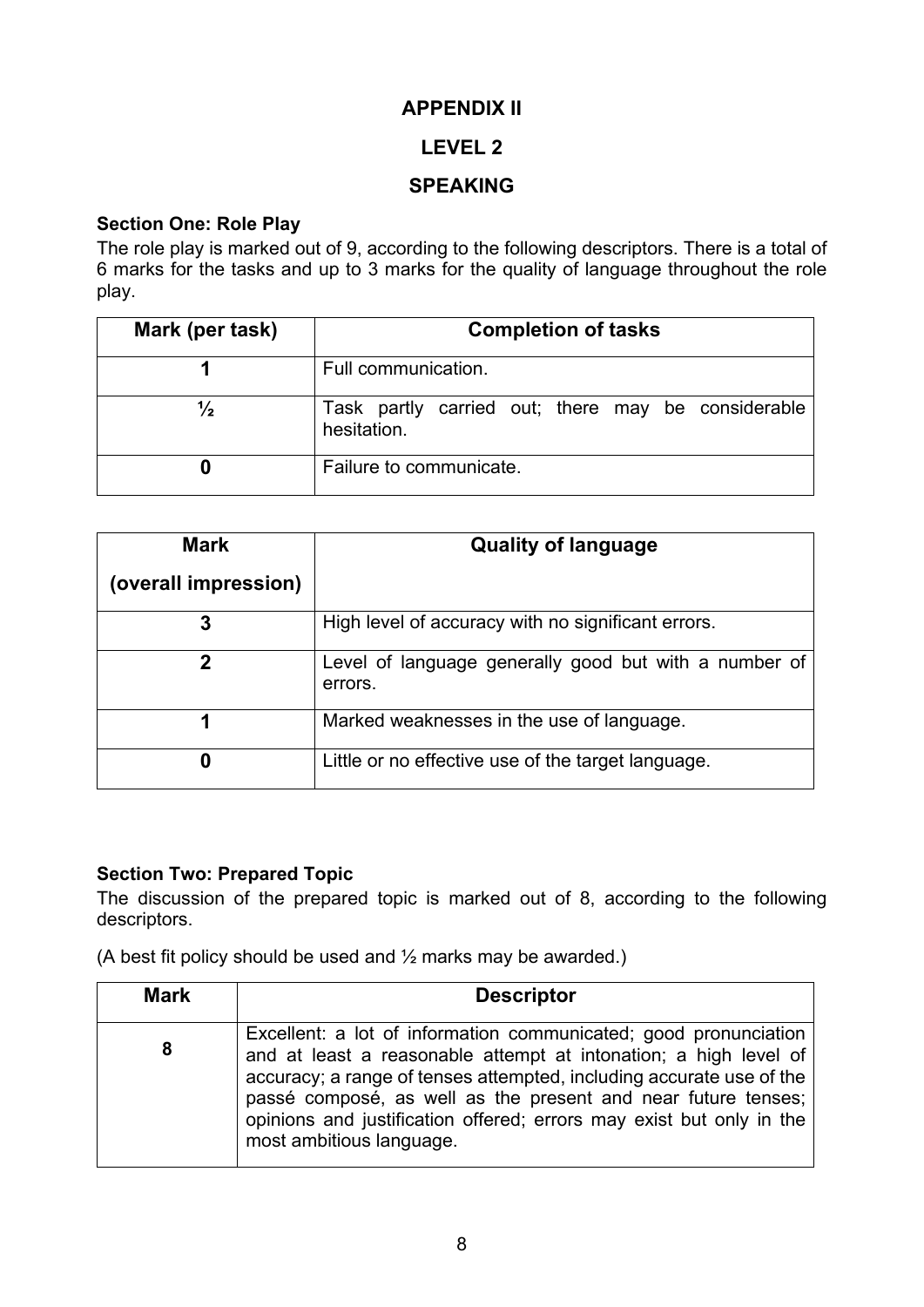# APPENDIX II

## LEVEL 2

## SPEAKING

### Section One: Role Play

The role play is marked out of 9, according to the following descriptors. There is a total of 6 marks for the tasks and up to 3 marks for the quality of language throughout the role play.

| Mark (per task) | Completion of tasks |
|---|---|
| 1 | Full communication. |
| ½ | Task partly carried out; there may be considerable hesitation. |
| 0 | Failure to communicate. |

| Mark (overall impression) | Quality of language |
|---|---|
| 3 | High level of accuracy with no significant errors. |
| 2 | Level of language generally good but with a number of errors. |
| 1 | Marked weaknesses in the use of language. |
| 0 | Little or no effective use of the target language. |

### Section Two: Prepared Topic

The discussion of the prepared topic is marked out of 8, according to the following descriptors.

(A best fit policy should be used and ½ marks may be awarded.)

| Mark | Descriptor |
|---|---|
| 8 | Excellent: a lot of information communicated; good pronunciation and at least a reasonable attempt at intonation; a high level of accuracy; a range of tenses attempted, including accurate use of the passé composé, as well as the present and near future tenses; opinions and justification offered; errors may exist but only in the most ambitious language. |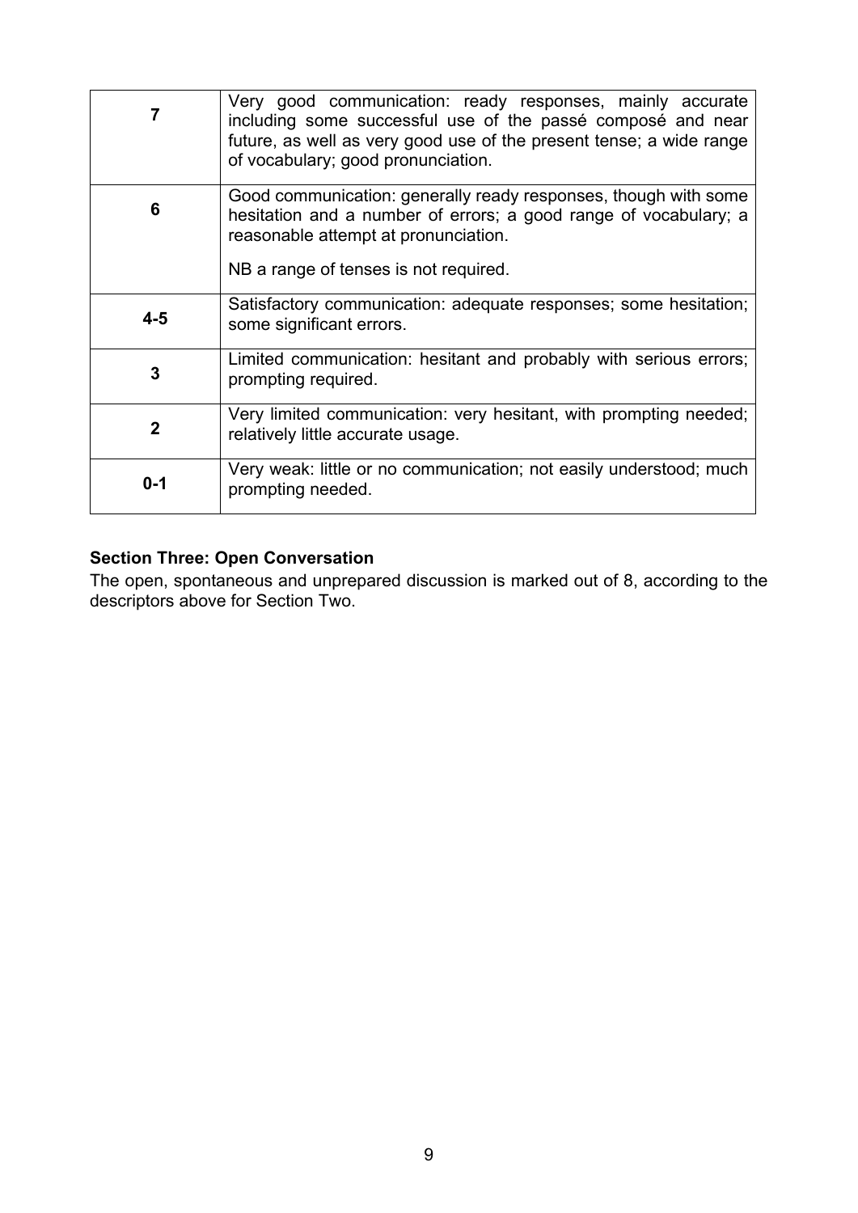| Mark | Descriptor |
| --- | --- |
| **7** | Very good communication: ready responses, mainly accurate including some successful use of the passé composé and near future, as well as very good use of the present tense; a wide range of vocabulary; good pronunciation. |
| **6** | Good communication: generally ready responses, though with some hesitation and a number of errors; a good range of vocabulary; a reasonable attempt at pronunciation. NB a range of tenses is not required. |
| **4-5** | Satisfactory communication: adequate responses; some hesitation; some significant errors. |
| **3** | Limited communication: hesitant and probably with serious errors; prompting required. |
| **2** | Very limited communication: very hesitant, with prompting needed; relatively little accurate usage. |
| **0-1** | Very weak: little or no communication; not easily understood; much prompting needed. |

**Section Three: Open Conversation**

The open, spontaneous and unprepared discussion is marked out of 8, according to the descriptors above for Section Two.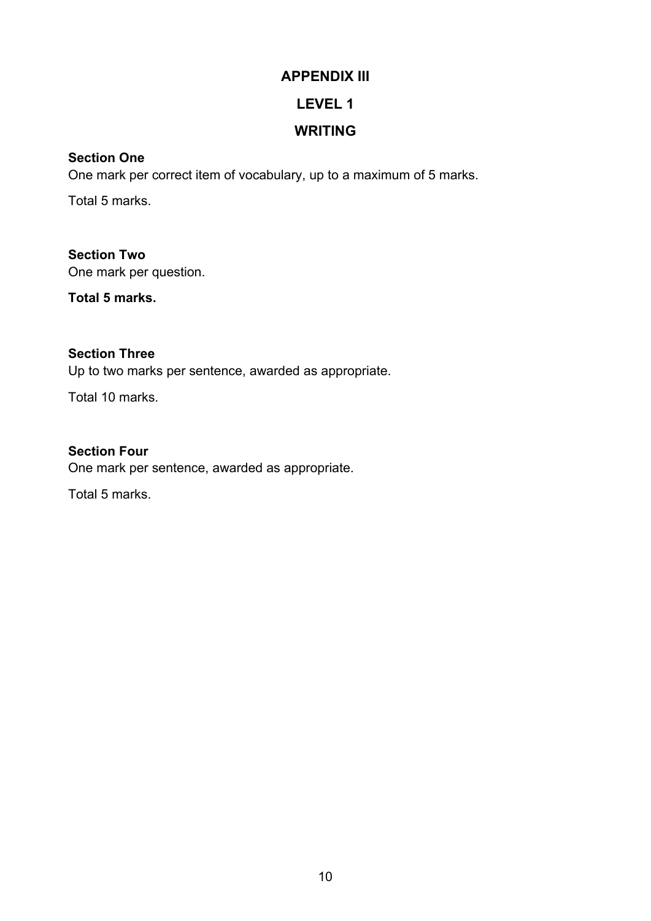# APPENDIX III

## LEVEL 1

## WRITING

**Section One**
One mark per correct item of vocabulary, up to a maximum of 5 marks.

Total 5 marks.

**Section Two**
One mark per question.

**Total 5 marks.**

**Section Three**
Up to two marks per sentence, awarded as appropriate.

Total 10 marks.

**Section Four**
One mark per sentence, awarded as appropriate.

Total 5 marks.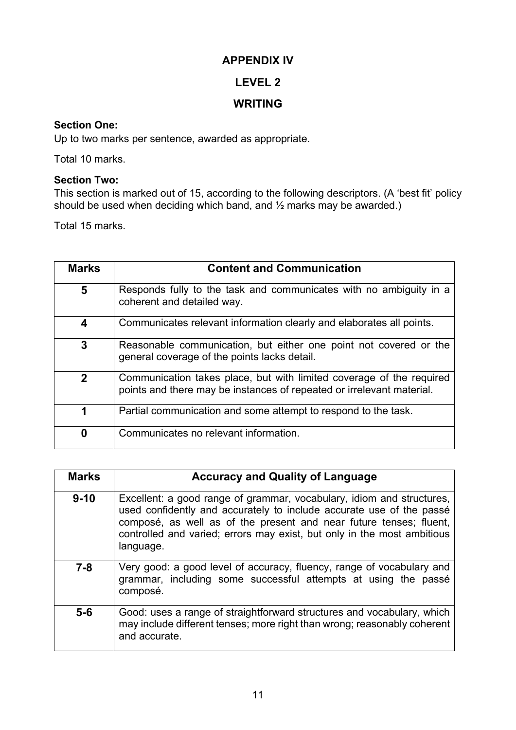# APPENDIX IV

## LEVEL 2

## WRITING

**Section One:**

Up to two marks per sentence, awarded as appropriate.

Total 10 marks.

**Section Two:**

This section is marked out of 15, according to the following descriptors. (A 'best fit' policy should be used when deciding which band, and ½ marks may be awarded.)

Total 15 marks.

| Marks | Content and Communication |
|---|---|
| **5** | Responds fully to the task and communicates with no ambiguity in a coherent and detailed way. |
| **4** | Communicates relevant information clearly and elaborates all points. |
| **3** | Reasonable communication, but either one point not covered or the general coverage of the points lacks detail. |
| **2** | Communication takes place, but with limited coverage of the required points and there may be instances of repeated or irrelevant material. |
| **1** | Partial communication and some attempt to respond to the task. |
| **0** | Communicates no relevant information. |

| Marks | Accuracy and Quality of Language |
|---|---|
| **9-10** | Excellent: a good range of grammar, vocabulary, idiom and structures, used confidently and accurately to include accurate use of the passé composé, as well as of the present and near future tenses; fluent, controlled and varied; errors may exist, but only in the most ambitious language. |
| **7-8** | Very good: a good level of accuracy, fluency, range of vocabulary and grammar, including some successful attempts at using the passé composé. |
| **5-6** | Good: uses a range of straightforward structures and vocabulary, which may include different tenses; more right than wrong; reasonably coherent and accurate. |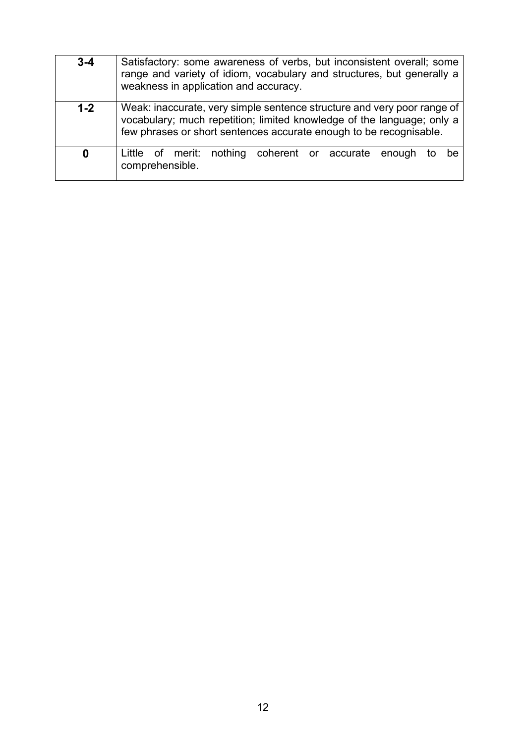| | |
|---|---|
| **3-4** | Satisfactory: some awareness of verbs, but inconsistent overall; some range and variety of idiom, vocabulary and structures, but generally a weakness in application and accuracy. |
| **1-2** | Weak: inaccurate, very simple sentence structure and very poor range of vocabulary; much repetition; limited knowledge of the language; only a few phrases or short sentences accurate enough to be recognisable. |
| **0** | Little of merit: nothing coherent or accurate enough to be comprehensible. |